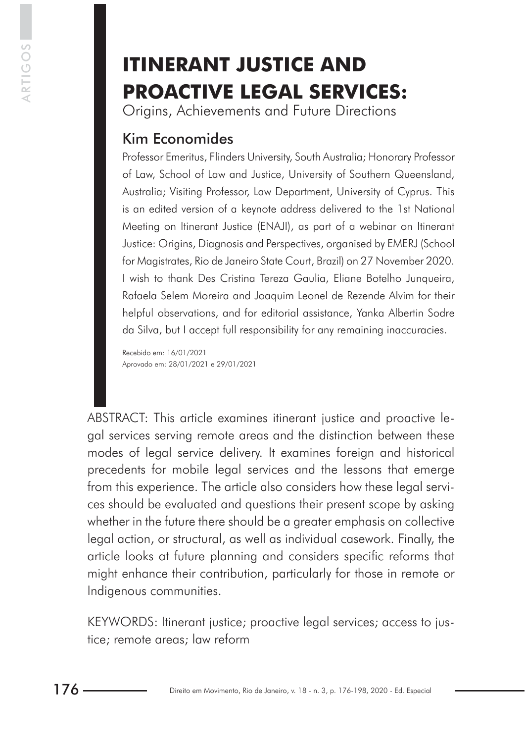# ITINERANT JUSTICE AND PROACTIVE LEGAL SERVICES:

Origins, Achievements and Future Directions

## Kim Economides

Professor Emeritus, Flinders University, South Australia; Honorary Professor of Law, School of Law and Justice, University of Southern Queensland, Australia; Visiting Professor, Law Department, University of Cyprus. This is an edited version of a keynote address delivered to the 1st National Meeting on Itinerant Justice (ENAJI), as part of a webinar on Itinerant Justice: Origins, Diagnosis and Perspectives, organised by EMERJ (School for Magistrates, Rio de Janeiro State Court, Brazil) on 27 November 2020. I wish to thank Des Cristina Tereza Gaulia, Eliane Botelho Junqueira, Rafaela Selem Moreira and Joaquim Leonel de Rezende Alvim for their helpful observations, and for editorial assistance, Yanka Albertin Sodre da Silva, but I accept full responsibility for any remaining inaccuracies.

Recebido em: 16/01/2021
Aprovado em: 28/01/2021 e 29/01/2021

ABSTRACT: This article examines itinerant justice and proactive legal services serving remote areas and the distinction between these modes of legal service delivery. It examines foreign and historical precedents for mobile legal services and the lessons that emerge from this experience. The article also considers how these legal services should be evaluated and questions their present scope by asking whether in the future there should be a greater emphasis on collective legal action, or structural, as well as individual casework. Finally, the article looks at future planning and considers specific reforms that might enhance their contribution, particularly for those in remote or Indigenous communities.

KEYWORDS: Itinerant justice; proactive legal services; access to justice; remote areas; law reform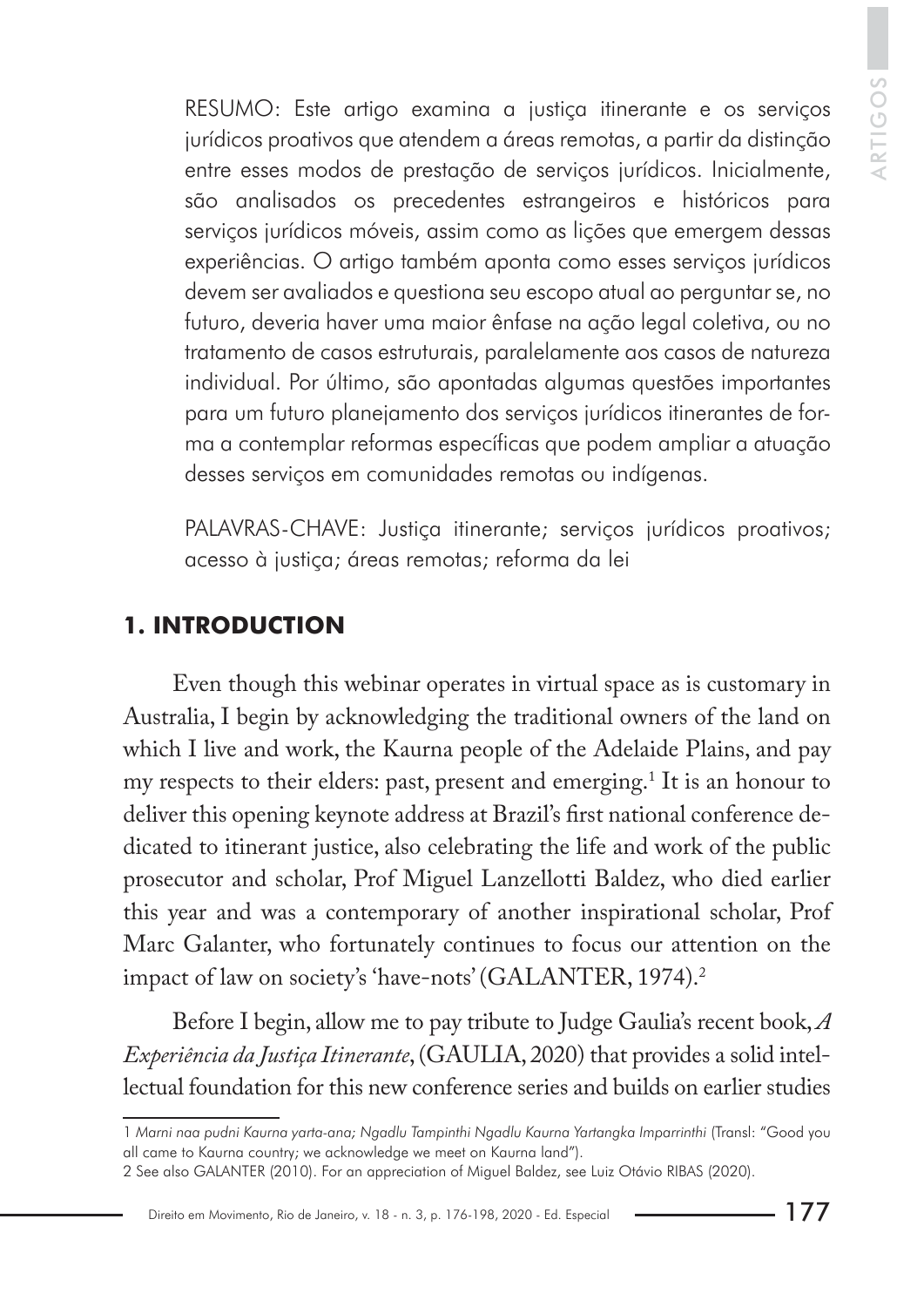RESUMO: Este artigo examina a justiça itinerante e os serviços jurídicos proativos que atendem a áreas remotas, a partir da distinção entre esses modos de prestação de serviços jurídicos. Inicialmente, são analisados os precedentes estrangeiros e históricos para serviços jurídicos móveis, assim como as lições que emergem dessas experiências. O artigo também aponta como esses serviços jurídicos devem ser avaliados e questiona seu escopo atual ao perguntar se, no futuro, deveria haver uma maior ênfase na ação legal coletiva, ou no tratamento de casos estruturais, paralelamente aos casos de natureza individual. Por último, são apontadas algumas questões importantes para um futuro planejamento dos serviços jurídicos itinerantes de forma a contemplar reformas específicas que podem ampliar a atuação desses serviços em comunidades remotas ou indígenas.

PALAVRAS-CHAVE: Justiça itinerante; serviços jurídicos proativos; acesso à justiça; áreas remotas; reforma da lei

## 1. INTRODUCTION

Even though this webinar operates in virtual space as is customary in Australia, I begin by acknowledging the traditional owners of the land on which I live and work, the Kaurna people of the Adelaide Plains, and pay my respects to their elders: past, present and emerging.[1] It is an honour to deliver this opening keynote address at Brazil's first national conference dedicated to itinerant justice, also celebrating the life and work of the public prosecutor and scholar, Prof Miguel Lanzellotti Baldez, who died earlier this year and was a contemporary of another inspirational scholar, Prof Marc Galanter, who fortunately continues to focus our attention on the impact of law on society's 'have-nots' (GALANTER, 1974).[2]

Before I begin, allow me to pay tribute to Judge Gaulia's recent book, *A Experiência da Justiça Itinerante*, (GAULIA, 2020) that provides a solid intellectual foundation for this new conference series and builds on earlier studies

---

1 *Marni naa pudni Kaurna yarta-ana; Ngadlu Tampinthi Ngadlu Kaurna Yartangka Imparrinthi* (Transl: "Good you all came to Kaurna country; we acknowledge we meet on Kaurna land").

2 See also GALANTER (2010). For an appreciation of Miguel Baldez, see Luiz Otávio RIBAS (2020).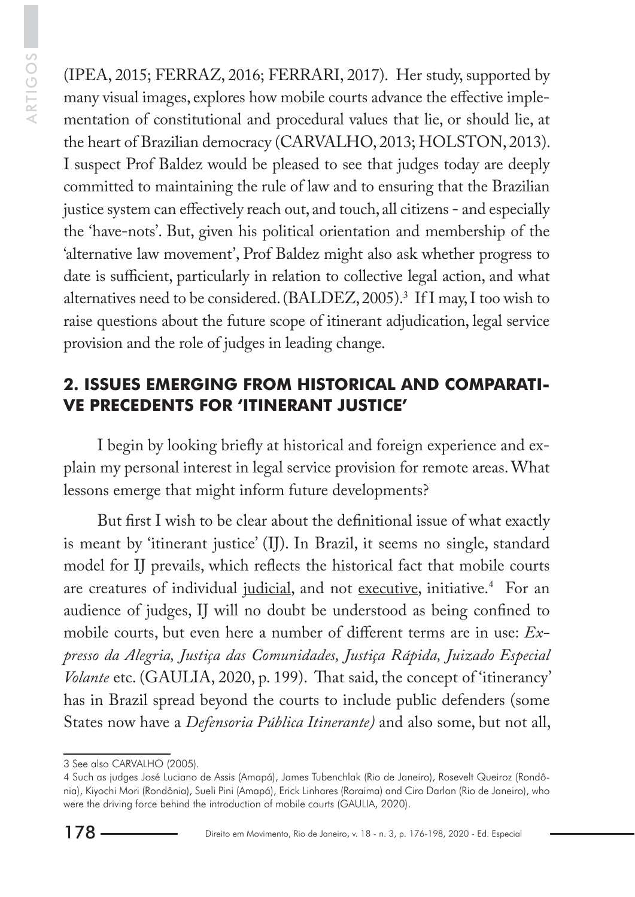(IPEA, 2015; FERRAZ, 2016; FERRARI, 2017). Her study, supported by many visual images, explores how mobile courts advance the effective implementation of constitutional and procedural values that lie, or should lie, at the heart of Brazilian democracy (CARVALHO, 2013; HOLSTON, 2013). I suspect Prof Baldez would be pleased to see that judges today are deeply committed to maintaining the rule of law and to ensuring that the Brazilian justice system can effectively reach out, and touch, all citizens - and especially the 'have-nots'. But, given his political orientation and membership of the 'alternative law movement', Prof Baldez might also ask whether progress to date is sufficient, particularly in relation to collective legal action, and what alternatives need to be considered. (BALDEZ, 2005).[3] If I may, I too wish to raise questions about the future scope of itinerant adjudication, legal service provision and the role of judges in leading change.

## 2. ISSUES EMERGING FROM HISTORICAL AND COMPARATIVE PRECEDENTS FOR 'ITINERANT JUSTICE'

I begin by looking briefly at historical and foreign experience and explain my personal interest in legal service provision for remote areas. What lessons emerge that might inform future developments?

But first I wish to be clear about the definitional issue of what exactly is meant by 'itinerant justice' (IJ). In Brazil, it seems no single, standard model for IJ prevails, which reflects the historical fact that mobile courts are creatures of individual judicial, and not executive, initiative.[4] For an audience of judges, IJ will no doubt be understood as being confined to mobile courts, but even here a number of different terms are in use: *Expresso da Alegria, Justiça das Comunidades, Justiça Rápida, Juizado Especial Volante* etc. (GAULIA, 2020, p. 199). That said, the concept of 'itinerancy' has in Brazil spread beyond the courts to include public defenders (some States now have a *Defensoria Pública Itinerante)* and also some, but not all,

---

3 See also CARVALHO (2005).

4 Such as judges José Luciano de Assis (Amapá), James Tubenchlak (Rio de Janeiro), Rosevelt Queiroz (Rondônia), Kiyochi Mori (Rondônia), Sueli Pini (Amapá), Erick Linhares (Roraima) and Ciro Darlan (Rio de Janeiro), who were the driving force behind the introduction of mobile courts (GAULIA, 2020).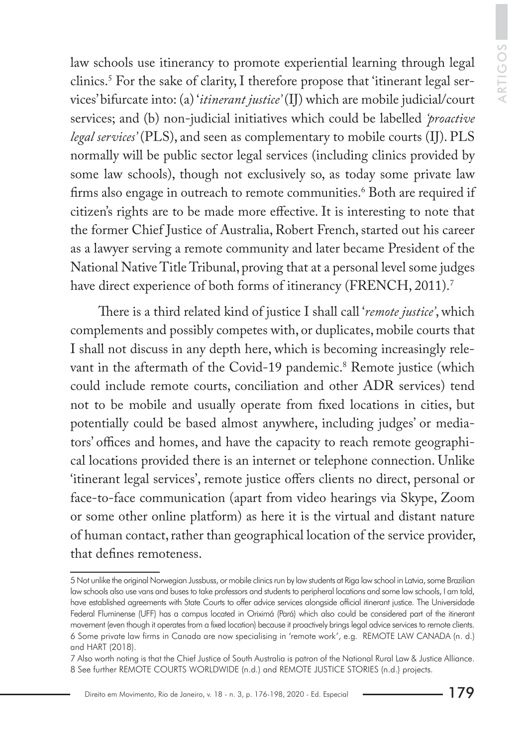law schools use itinerancy to promote experiential learning through legal clinics.[5] For the sake of clarity, I therefore propose that 'itinerant legal services' bifurcate into: (a) '*itinerant justice*' (IJ) which are mobile judicial/court services; and (b) non-judicial initiatives which could be labelled *'proactive legal services'* (PLS), and seen as complementary to mobile courts (IJ). PLS normally will be public sector legal services (including clinics provided by some law schools), though not exclusively so, as today some private law firms also engage in outreach to remote communities.[6] Both are required if citizen's rights are to be made more effective. It is interesting to note that the former Chief Justice of Australia, Robert French, started out his career as a lawyer serving a remote community and later became President of the National Native Title Tribunal, proving that at a personal level some judges have direct experience of both forms of itinerancy (FRENCH, 2011).[7]

There is a third related kind of justice I shall call '*remote justice*', which complements and possibly competes with, or duplicates, mobile courts that I shall not discuss in any depth here, which is becoming increasingly relevant in the aftermath of the Covid-19 pandemic.[8] Remote justice (which could include remote courts, conciliation and other ADR services) tend not to be mobile and usually operate from fixed locations in cities, but potentially could be based almost anywhere, including judges' or mediators' offices and homes, and have the capacity to reach remote geographical locations provided there is an internet or telephone connection. Unlike 'itinerant legal services', remote justice offers clients no direct, personal or face-to-face communication (apart from video hearings via Skype, Zoom or some other online platform) as here it is the virtual and distant nature of human contact, rather than geographical location of the service provider, that defines remoteness.

---

5 Not unlike the original Norwegian Jussbuss, or mobile clinics run by law students at Riga law school in Latvia, some Brazilian law schools also use vans and buses to take professors and students to peripheral locations and some law schools, I am told, have established agreements with State Courts to offer advice services alongside official itinerant justice. The Universidade Federal Fluminense (UFF) has a campus located in Oriximá (Pará) which also could be considered part of the itinerant movement (even though it operates from a fixed location) because it proactively brings legal advice services to remote clients.

6 Some private law firms in Canada are now specialising in 'remote work', e.g. REMOTE LAW CANADA (n. d.) and HART (2018).

7 Also worth noting is that the Chief Justice of South Australia is patron of the National Rural Law & Justice Alliance.

8 See further REMOTE COURTS WORLDWIDE (n.d.) and REMOTE JUSTICE STORIES (n.d.) projects.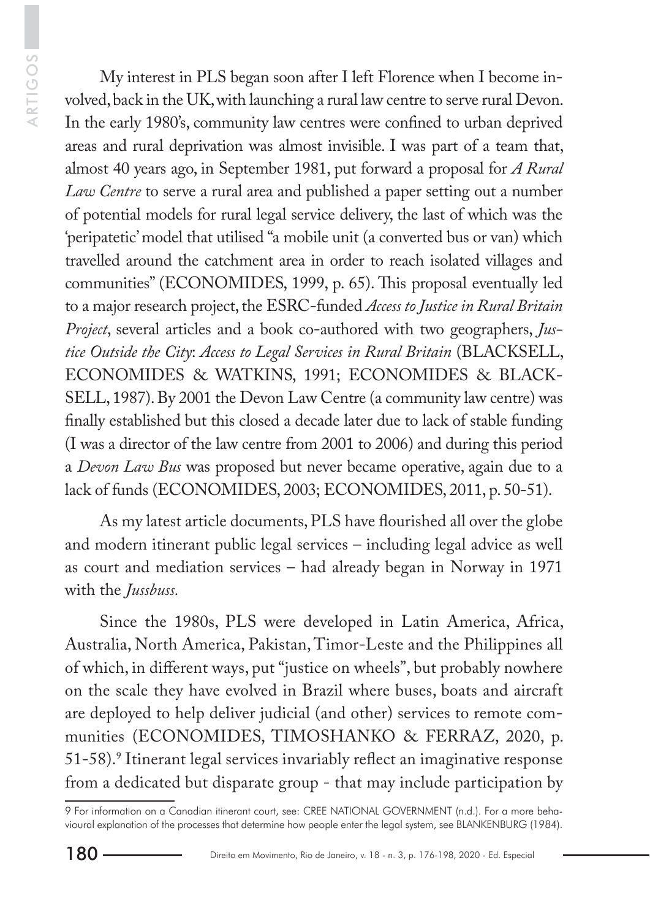My interest in PLS began soon after I left Florence when I become involved, back in the UK, with launching a rural law centre to serve rural Devon. In the early 1980's, community law centres were confined to urban deprived areas and rural deprivation was almost invisible. I was part of a team that, almost 40 years ago, in September 1981, put forward a proposal for *A Rural Law Centre* to serve a rural area and published a paper setting out a number of potential models for rural legal service delivery, the last of which was the 'peripatetic' model that utilised "a mobile unit (a converted bus or van) which travelled around the catchment area in order to reach isolated villages and communities" (ECONOMIDES, 1999, p. 65). This proposal eventually led to a major research project, the ESRC-funded *Access to Justice in Rural Britain Project*, several articles and a book co-authored with two geographers, *Justice Outside the City*: *Access to Legal Services in Rural Britain* (BLACKSELL, ECONOMIDES & WATKINS, 1991; ECONOMIDES & BLACKSELL, 1987). By 2001 the Devon Law Centre (a community law centre) was finally established but this closed a decade later due to lack of stable funding (I was a director of the law centre from 2001 to 2006) and during this period a *Devon Law Bus* was proposed but never became operative, again due to a lack of funds (ECONOMIDES, 2003; ECONOMIDES, 2011, p. 50-51).

As my latest article documents, PLS have flourished all over the globe and modern itinerant public legal services – including legal advice as well as court and mediation services – had already began in Norway in 1971 with the *Jussbuss*.

Since the 1980s, PLS were developed in Latin America, Africa, Australia, North America, Pakistan, Timor-Leste and the Philippines all of which, in different ways, put "justice on wheels", but probably nowhere on the scale they have evolved in Brazil where buses, boats and aircraft are deployed to help deliver judicial (and other) services to remote communities (ECONOMIDES, TIMOSHANKO & FERRAZ, 2020, p. 51-58).[9] Itinerant legal services invariably reflect an imaginative response from a dedicated but disparate group - that may include participation by

9 For information on a Canadian itinerant court, see: CREE NATIONAL GOVERNMENT (n.d.). For a more behavioural explanation of the processes that determine how people enter the legal system, see BLANKENBURG (1984).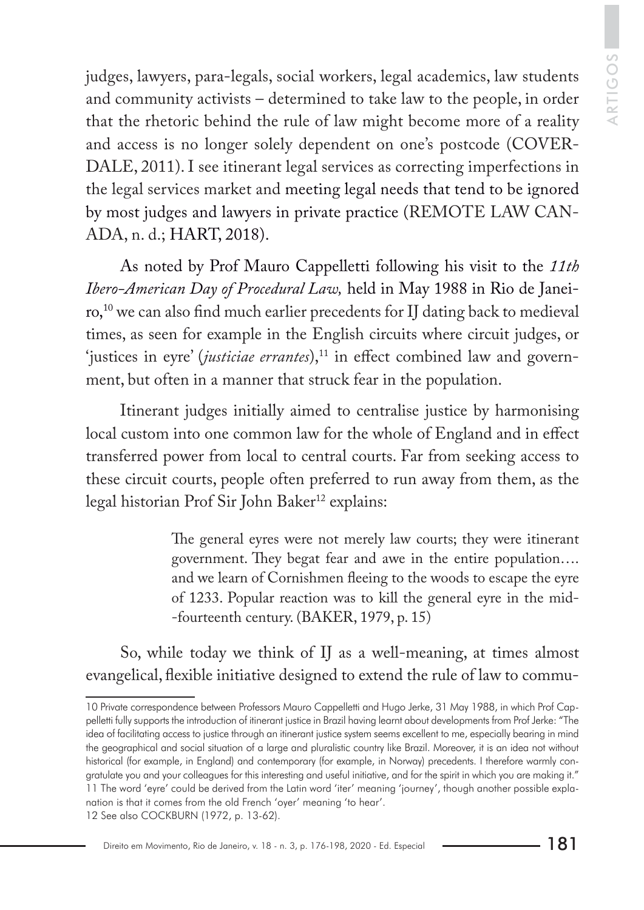judges, lawyers, para-legals, social workers, legal academics, law students and community activists – determined to take law to the people, in order that the rhetoric behind the rule of law might become more of a reality and access is no longer solely dependent on one's postcode (COVERDALE, 2011). I see itinerant legal services as correcting imperfections in the legal services market and meeting legal needs that tend to be ignored by most judges and lawyers in private practice (REMOTE LAW CANADA, n. d.; HART, 2018).

As noted by Prof Mauro Cappelletti following his visit to the *11th Ibero-American Day of Procedural Law,* held in May 1988 in Rio de Janeiro,[10] we can also find much earlier precedents for IJ dating back to medieval times, as seen for example in the English circuits where circuit judges, or 'justices in eyre' (*justiciae errantes*),[11] in effect combined law and government, but often in a manner that struck fear in the population.

Itinerant judges initially aimed to centralise justice by harmonising local custom into one common law for the whole of England and in effect transferred power from local to central courts. Far from seeking access to these circuit courts, people often preferred to run away from them, as the legal historian Prof Sir John Baker[12] explains:

> The general eyres were not merely law courts; they were itinerant government. They begat fear and awe in the entire population…. and we learn of Cornishmen fleeing to the woods to escape the eyre of 1233. Popular reaction was to kill the general eyre in the mid--fourteenth century. (BAKER, 1979, p. 15)

So, while today we think of IJ as a well-meaning, at times almost evangelical, flexible initiative designed to extend the rule of law to commu-

---

10 Private correspondence between Professors Mauro Cappelletti and Hugo Jerke, 31 May 1988, in which Prof Cappelletti fully supports the introduction of itinerant justice in Brazil having learnt about developments from Prof Jerke: "The idea of facilitating access to justice through an itinerant justice system seems excellent to me, especially bearing in mind the geographical and social situation of a large and pluralistic country like Brazil. Moreover, it is an idea not without historical (for example, in England) and contemporary (for example, in Norway) precedents. I therefore warmly congratulate you and your colleagues for this interesting and useful initiative, and for the spirit in which you are making it."

11 The word 'eyre' could be derived from the Latin word 'iter' meaning 'journey', though another possible explanation is that it comes from the old French 'oyer' meaning 'to hear'.

12 See also COCKBURN (1972, p. 13-62).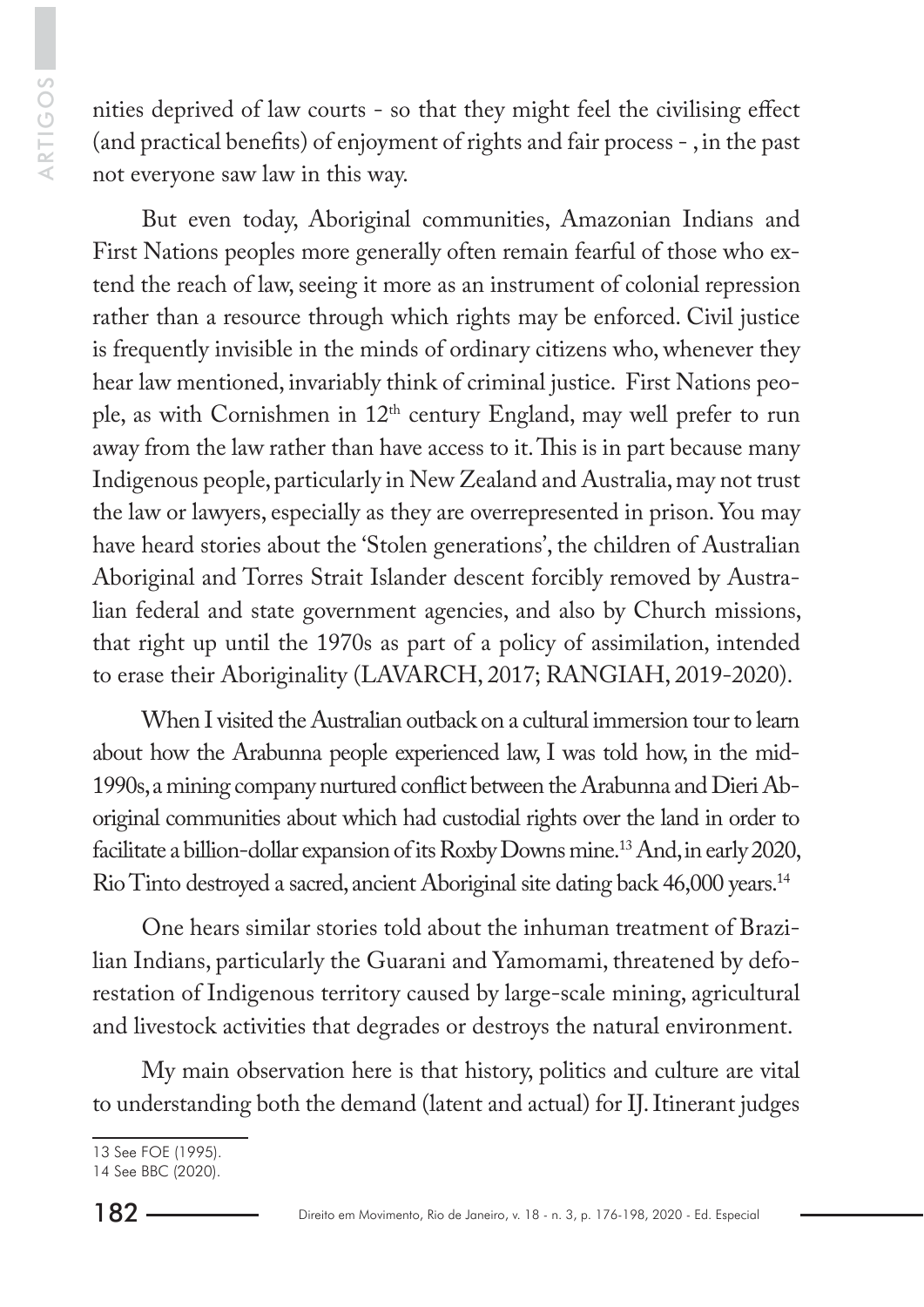nities deprived of law courts - so that they might feel the civilising effect (and practical benefits) of enjoyment of rights and fair process - , in the past not everyone saw law in this way.

But even today, Aboriginal communities, Amazonian Indians and First Nations peoples more generally often remain fearful of those who extend the reach of law, seeing it more as an instrument of colonial repression rather than a resource through which rights may be enforced. Civil justice is frequently invisible in the minds of ordinary citizens who, whenever they hear law mentioned, invariably think of criminal justice. First Nations people, as with Cornishmen in 12th century England, may well prefer to run away from the law rather than have access to it. This is in part because many Indigenous people, particularly in New Zealand and Australia, may not trust the law or lawyers, especially as they are overrepresented in prison. You may have heard stories about the 'Stolen generations', the children of Australian Aboriginal and Torres Strait Islander descent forcibly removed by Australian federal and state government agencies, and also by Church missions, that right up until the 1970s as part of a policy of assimilation, intended to erase their Aboriginality (LAVARCH, 2017; RANGIAH, 2019-2020).

When I visited the Australian outback on a cultural immersion tour to learn about how the Arabunna people experienced law, I was told how, in the mid-1990s, a mining company nurtured conflict between the Arabunna and Dieri Aboriginal communities about which had custodial rights over the land in order to facilitate a billion-dollar expansion of its Roxby Downs mine.[13] And, in early 2020, Rio Tinto destroyed a sacred, ancient Aboriginal site dating back 46,000 years.[14]

One hears similar stories told about the inhuman treatment of Brazilian Indians, particularly the Guarani and Yamomami, threatened by deforestation of Indigenous territory caused by large-scale mining, agricultural and livestock activities that degrades or destroys the natural environment.

My main observation here is that history, politics and culture are vital to understanding both the demand (latent and actual) for IJ. Itinerant judges

13 See FOE (1995).

14 See BBC (2020).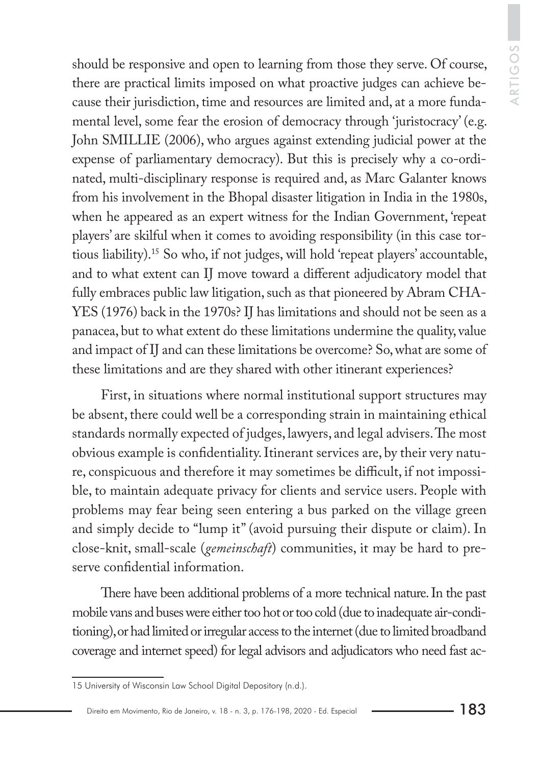should be responsive and open to learning from those they serve. Of course, there are practical limits imposed on what proactive judges can achieve because their jurisdiction, time and resources are limited and, at a more fundamental level, some fear the erosion of democracy through 'juristocracy' (e.g. John SMILLIE (2006), who argues against extending judicial power at the expense of parliamentary democracy). But this is precisely why a co-ordinated, multi-disciplinary response is required and, as Marc Galanter knows from his involvement in the Bhopal disaster litigation in India in the 1980s, when he appeared as an expert witness for the Indian Government, 'repeat players' are skilful when it comes to avoiding responsibility (in this case tortious liability).[15] So who, if not judges, will hold 'repeat players' accountable, and to what extent can IJ move toward a different adjudicatory model that fully embraces public law litigation, such as that pioneered by Abram CHAYES (1976) back in the 1970s? IJ has limitations and should not be seen as a panacea, but to what extent do these limitations undermine the quality, value and impact of IJ and can these limitations be overcome? So, what are some of these limitations and are they shared with other itinerant experiences?

First, in situations where normal institutional support structures may be absent, there could well be a corresponding strain in maintaining ethical standards normally expected of judges, lawyers, and legal advisers. The most obvious example is confidentiality. Itinerant services are, by their very nature, conspicuous and therefore it may sometimes be difficult, if not impossible, to maintain adequate privacy for clients and service users. People with problems may fear being seen entering a bus parked on the village green and simply decide to "lump it" (avoid pursuing their dispute or claim). In close-knit, small-scale (*gemeinschaft*) communities, it may be hard to preserve confidential information.

There have been additional problems of a more technical nature. In the past mobile vans and buses were either too hot or too cold (due to inadequate air-conditioning), or had limited or irregular access to the internet (due to limited broadband coverage and internet speed) for legal advisors and adjudicators who need fast ac-

15 University of Wisconsin Law School Digital Depository (n.d.).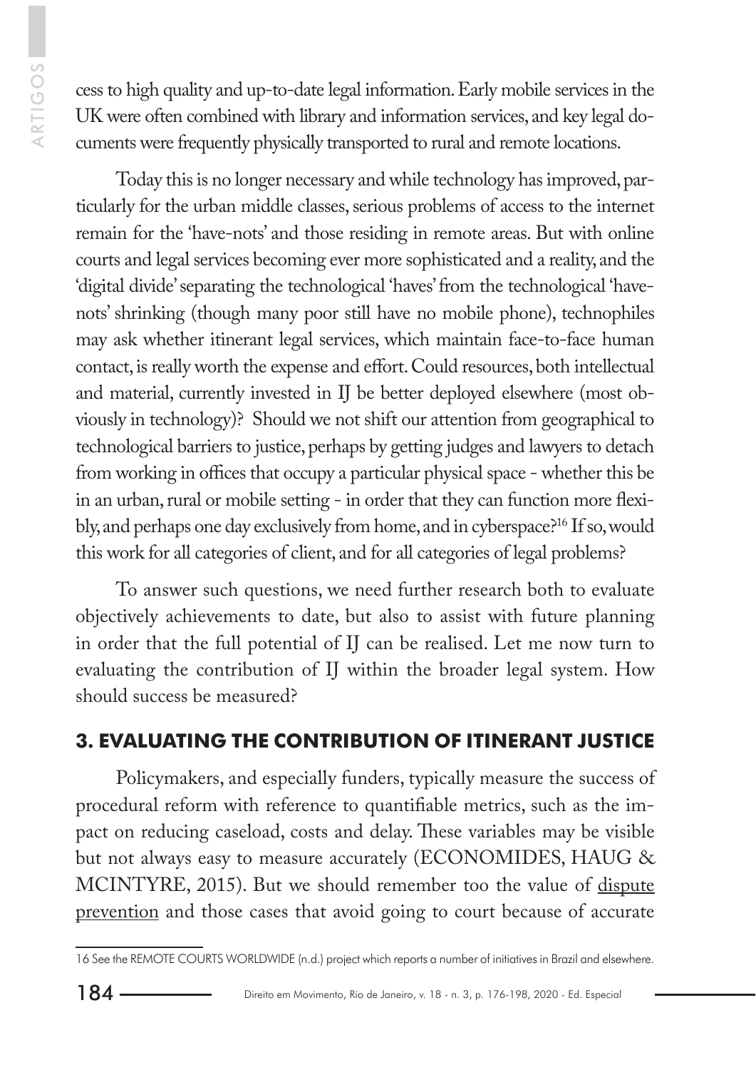cess to high quality and up-to-date legal information. Early mobile services in the UK were often combined with library and information services, and key legal documents were frequently physically transported to rural and remote locations.

Today this is no longer necessary and while technology has improved, particularly for the urban middle classes, serious problems of access to the internet remain for the 'have-nots' and those residing in remote areas. But with online courts and legal services becoming ever more sophisticated and a reality, and the 'digital divide' separating the technological 'haves' from the technological 'have-nots' shrinking (though many poor still have no mobile phone), technophiles may ask whether itinerant legal services, which maintain face-to-face human contact, is really worth the expense and effort. Could resources, both intellectual and material, currently invested in IJ be better deployed elsewhere (most obviously in technology)? Should we not shift our attention from geographical to technological barriers to justice, perhaps by getting judges and lawyers to detach from working in offices that occupy a particular physical space - whether this be in an urban, rural or mobile setting - in order that they can function more flexibly, and perhaps one day exclusively from home, and in cyberspace?[16] If so, would this work for all categories of client, and for all categories of legal problems?

To answer such questions, we need further research both to evaluate objectively achievements to date, but also to assist with future planning in order that the full potential of IJ can be realised. Let me now turn to evaluating the contribution of IJ within the broader legal system. How should success be measured?

## 3. EVALUATING THE CONTRIBUTION OF ITINERANT JUSTICE

Policymakers, and especially funders, typically measure the success of procedural reform with reference to quantifiable metrics, such as the impact on reducing caseload, costs and delay. These variables may be visible but not always easy to measure accurately (ECONOMIDES, HAUG & MCINTYRE, 2015). But we should remember too the value of <u>dispute prevention</u> and those cases that avoid going to court because of accurate

---

16 See the REMOTE COURTS WORLDWIDE (n.d.) project which reports a number of initiatives in Brazil and elsewhere.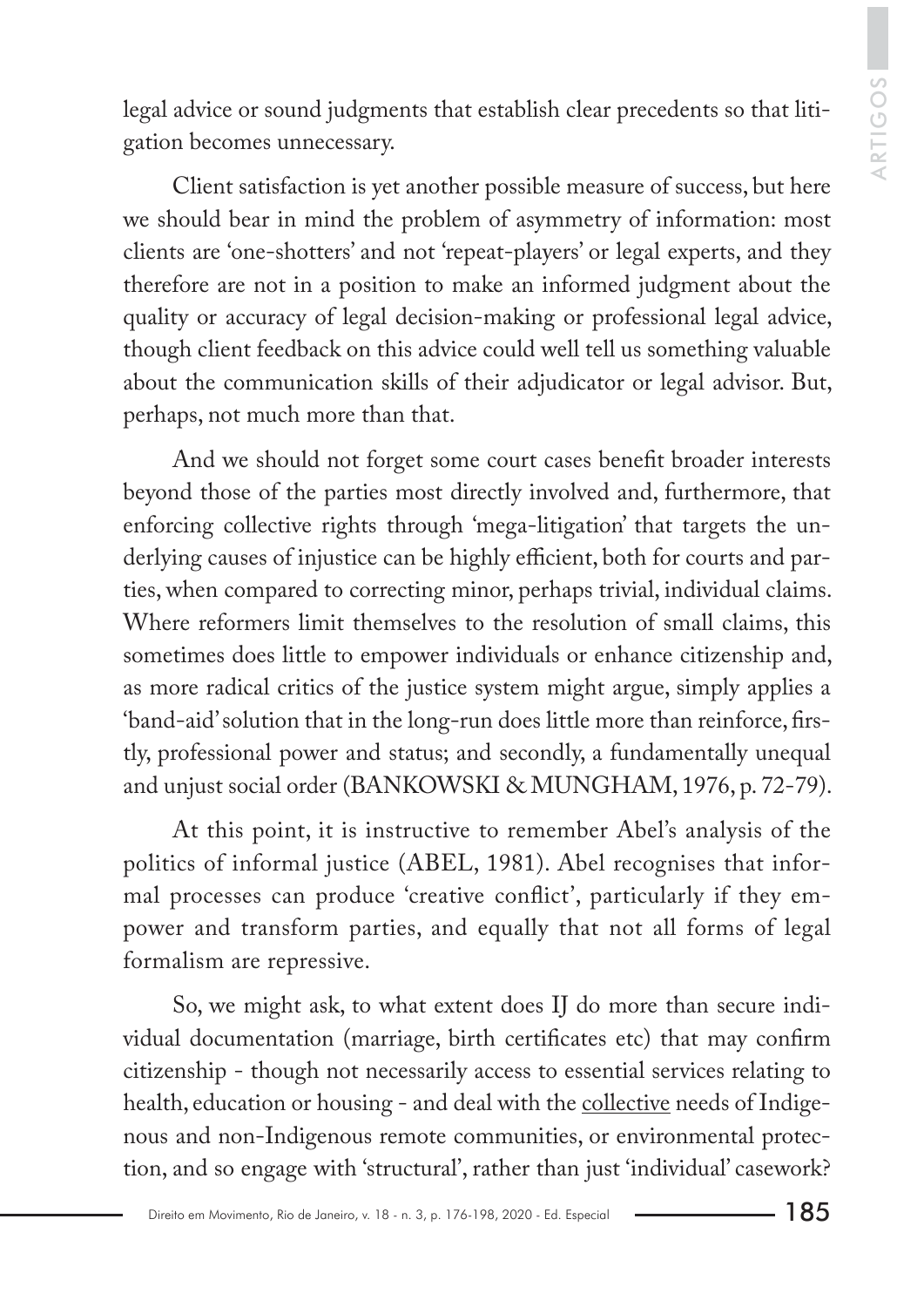legal advice or sound judgments that establish clear precedents so that litigation becomes unnecessary.

Client satisfaction is yet another possible measure of success, but here we should bear in mind the problem of asymmetry of information: most clients are 'one-shotters' and not 'repeat-players' or legal experts, and they therefore are not in a position to make an informed judgment about the quality or accuracy of legal decision-making or professional legal advice, though client feedback on this advice could well tell us something valuable about the communication skills of their adjudicator or legal advisor. But, perhaps, not much more than that.

And we should not forget some court cases benefit broader interests beyond those of the parties most directly involved and, furthermore, that enforcing collective rights through 'mega-litigation' that targets the underlying causes of injustice can be highly efficient, both for courts and parties, when compared to correcting minor, perhaps trivial, individual claims. Where reformers limit themselves to the resolution of small claims, this sometimes does little to empower individuals or enhance citizenship and, as more radical critics of the justice system might argue, simply applies a 'band-aid' solution that in the long-run does little more than reinforce, firstly, professional power and status; and secondly, a fundamentally unequal and unjust social order (BANKOWSKI & MUNGHAM, 1976, p. 72-79).

At this point, it is instructive to remember Abel's analysis of the politics of informal justice (ABEL, 1981). Abel recognises that informal processes can produce 'creative conflict', particularly if they empower and transform parties, and equally that not all forms of legal formalism are repressive.

So, we might ask, to what extent does IJ do more than secure individual documentation (marriage, birth certificates etc) that may confirm citizenship - though not necessarily access to essential services relating to health, education or housing - and deal with the <u>collective</u> needs of Indigenous and non-Indigenous remote communities, or environmental protection, and so engage with 'structural', rather than just 'individual' casework?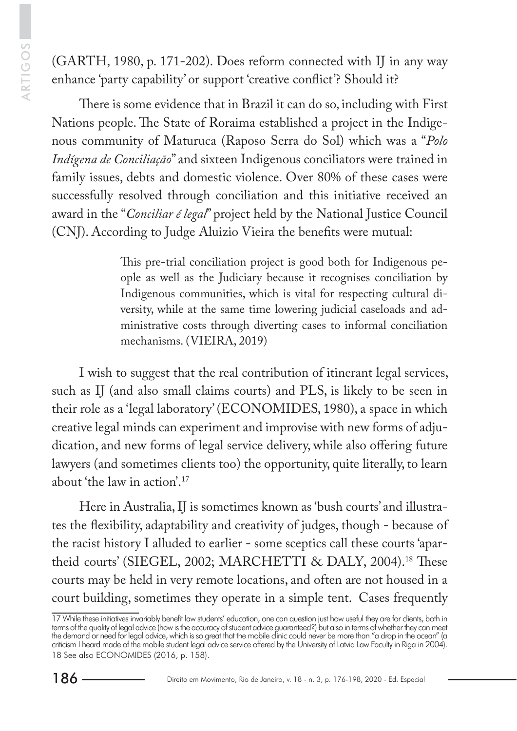(GARTH, 1980, p. 171-202). Does reform connected with IJ in any way enhance 'party capability' or support 'creative conflict'? Should it?

There is some evidence that in Brazil it can do so, including with First Nations people. The State of Roraima established a project in the Indigenous community of Maturuca (Raposo Serra do Sol) which was a "*Polo Indígena de Conciliação*" and sixteen Indigenous conciliators were trained in family issues, debts and domestic violence. Over 80% of these cases were successfully resolved through conciliation and this initiative received an award in the "*Conciliar é legal*" project held by the National Justice Council (CNJ). According to Judge Aluizio Vieira the benefits were mutual:

> This pre-trial conciliation project is good both for Indigenous people as well as the Judiciary because it recognises conciliation by Indigenous communities, which is vital for respecting cultural diversity, while at the same time lowering judicial caseloads and administrative costs through diverting cases to informal conciliation mechanisms. (VIEIRA, 2019)

I wish to suggest that the real contribution of itinerant legal services, such as IJ (and also small claims courts) and PLS, is likely to be seen in their role as a 'legal laboratory' (ECONOMIDES, 1980), a space in which creative legal minds can experiment and improvise with new forms of adjudication, and new forms of legal service delivery, while also offering future lawyers (and sometimes clients too) the opportunity, quite literally, to learn about 'the law in action'.[17]

Here in Australia, IJ is sometimes known as 'bush courts' and illustrates the flexibility, adaptability and creativity of judges, though - because of the racist history I alluded to earlier - some sceptics call these courts 'apartheid courts' (SIEGEL, 2002; MARCHETTI & DALY, 2004).[18] These courts may be held in very remote locations, and often are not housed in a court building, sometimes they operate in a simple tent. Cases frequently

---

17 While these initiatives invariably benefit law students' education, one can question just how useful they are for clients, both in terms of the quality of legal advice (how is the accuracy of student advice guaranteed?) but also in terms of whether they can meet the demand or need for legal advice, which is so great that the mobile clinic could never be more than "a drop in the ocean" (a criticism I heard made of the mobile student legal advice service offered by the University of Latvia Law Faculty in Riga in 2004).

18 See also ECONOMIDES (2016, p. 158).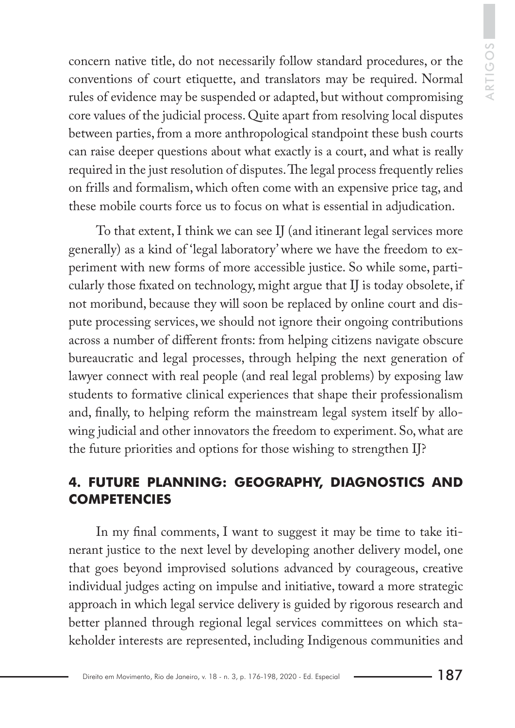concern native title, do not necessarily follow standard procedures, or the conventions of court etiquette, and translators may be required. Normal rules of evidence may be suspended or adapted, but without compromising core values of the judicial process. Quite apart from resolving local disputes between parties, from a more anthropological standpoint these bush courts can raise deeper questions about what exactly is a court, and what is really required in the just resolution of disputes. The legal process frequently relies on frills and formalism, which often come with an expensive price tag, and these mobile courts force us to focus on what is essential in adjudication.

To that extent, I think we can see IJ (and itinerant legal services more generally) as a kind of 'legal laboratory' where we have the freedom to experiment with new forms of more accessible justice. So while some, particularly those fixated on technology, might argue that IJ is today obsolete, if not moribund, because they will soon be replaced by online court and dispute processing services, we should not ignore their ongoing contributions across a number of different fronts: from helping citizens navigate obscure bureaucratic and legal processes, through helping the next generation of lawyer connect with real people (and real legal problems) by exposing law students to formative clinical experiences that shape their professionalism and, finally, to helping reform the mainstream legal system itself by allowing judicial and other innovators the freedom to experiment. So, what are the future priorities and options for those wishing to strengthen IJ?

## 4. FUTURE PLANNING: GEOGRAPHY, DIAGNOSTICS AND COMPETENCIES

In my final comments, I want to suggest it may be time to take itinerant justice to the next level by developing another delivery model, one that goes beyond improvised solutions advanced by courageous, creative individual judges acting on impulse and initiative, toward a more strategic approach in which legal service delivery is guided by rigorous research and better planned through regional legal services committees on which stakeholder interests are represented, including Indigenous communities and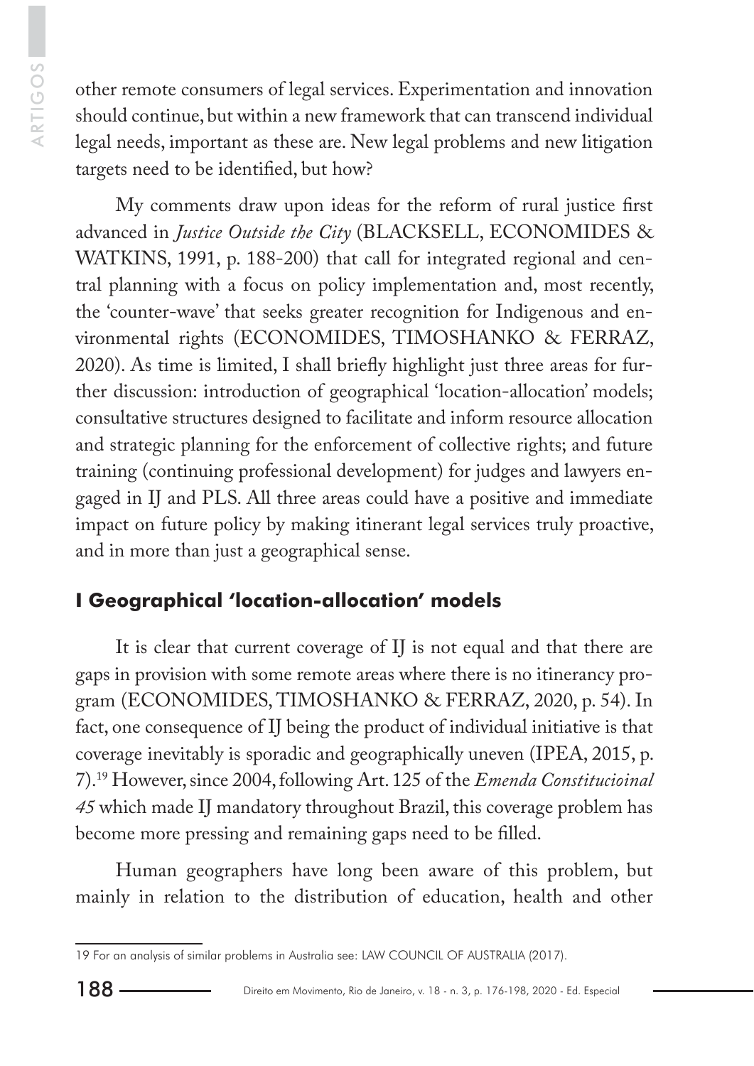other remote consumers of legal services. Experimentation and innovation should continue, but within a new framework that can transcend individual legal needs, important as these are. New legal problems and new litigation targets need to be identified, but how?

My comments draw upon ideas for the reform of rural justice first advanced in *Justice Outside the City* (BLACKSELL, ECONOMIDES & WATKINS, 1991, p. 188-200) that call for integrated regional and central planning with a focus on policy implementation and, most recently, the 'counter-wave' that seeks greater recognition for Indigenous and environmental rights (ECONOMIDES, TIMOSHANKO & FERRAZ, 2020). As time is limited, I shall briefly highlight just three areas for further discussion: introduction of geographical 'location-allocation' models; consultative structures designed to facilitate and inform resource allocation and strategic planning for the enforcement of collective rights; and future training (continuing professional development) for judges and lawyers engaged in IJ and PLS. All three areas could have a positive and immediate impact on future policy by making itinerant legal services truly proactive, and in more than just a geographical sense.

## I Geographical 'location-allocation' models

It is clear that current coverage of IJ is not equal and that there are gaps in provision with some remote areas where there is no itinerancy program (ECONOMIDES, TIMOSHANKO & FERRAZ, 2020, p. 54). In fact, one consequence of IJ being the product of individual initiative is that coverage inevitably is sporadic and geographically uneven (IPEA, 2015, p. 7).[19] However, since 2004, following Art. 125 of the *Emenda Constitucioinal 45* which made IJ mandatory throughout Brazil, this coverage problem has become more pressing and remaining gaps need to be filled.

Human geographers have long been aware of this problem, but mainly in relation to the distribution of education, health and other

---

19 For an analysis of similar problems in Australia see: LAW COUNCIL OF AUSTRALIA (2017).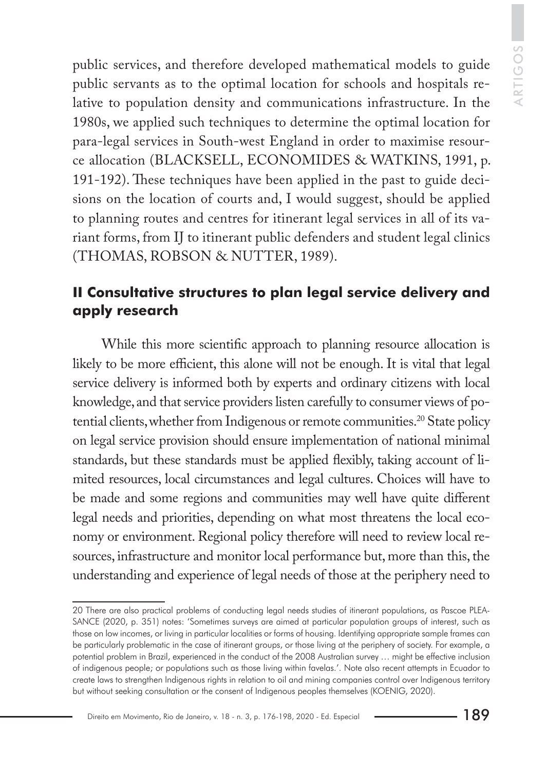public services, and therefore developed mathematical models to guide public servants as to the optimal location for schools and hospitals relative to population density and communications infrastructure. In the 1980s, we applied such techniques to determine the optimal location for para-legal services in South-west England in order to maximise resource allocation (BLACKSELL, ECONOMIDES & WATKINS, 1991, p. 191-192). These techniques have been applied in the past to guide decisions on the location of courts and, I would suggest, should be applied to planning routes and centres for itinerant legal services in all of its variant forms, from IJ to itinerant public defenders and student legal clinics (THOMAS, ROBSON & NUTTER, 1989).

## II Consultative structures to plan legal service delivery and apply research

While this more scientific approach to planning resource allocation is likely to be more efficient, this alone will not be enough. It is vital that legal service delivery is informed both by experts and ordinary citizens with local knowledge, and that service providers listen carefully to consumer views of potential clients, whether from Indigenous or remote communities.[20] State policy on legal service provision should ensure implementation of national minimal standards, but these standards must be applied flexibly, taking account of limited resources, local circumstances and legal cultures. Choices will have to be made and some regions and communities may well have quite different legal needs and priorities, depending on what most threatens the local economy or environment. Regional policy therefore will need to review local resources, infrastructure and monitor local performance but, more than this, the understanding and experience of legal needs of those at the periphery need to

---

20 There are also practical problems of conducting legal needs studies of itinerant populations, as Pascoe PLEASANCE (2020, p. 351) notes: 'Sometimes surveys are aimed at particular population groups of interest, such as those on low incomes, or living in particular localities or forms of housing. Identifying appropriate sample frames can be particularly problematic in the case of itinerant groups, or those living at the periphery of society. For example, a potential problem in Brazil, experienced in the conduct of the 2008 Australian survey … might be effective inclusion of indigenous people; or populations such as those living within favelas.'. Note also recent attempts in Ecuador to create laws to strengthen Indigenous rights in relation to oil and mining companies control over Indigenous territory but without seeking consultation or the consent of Indigenous peoples themselves (KOENIG, 2020).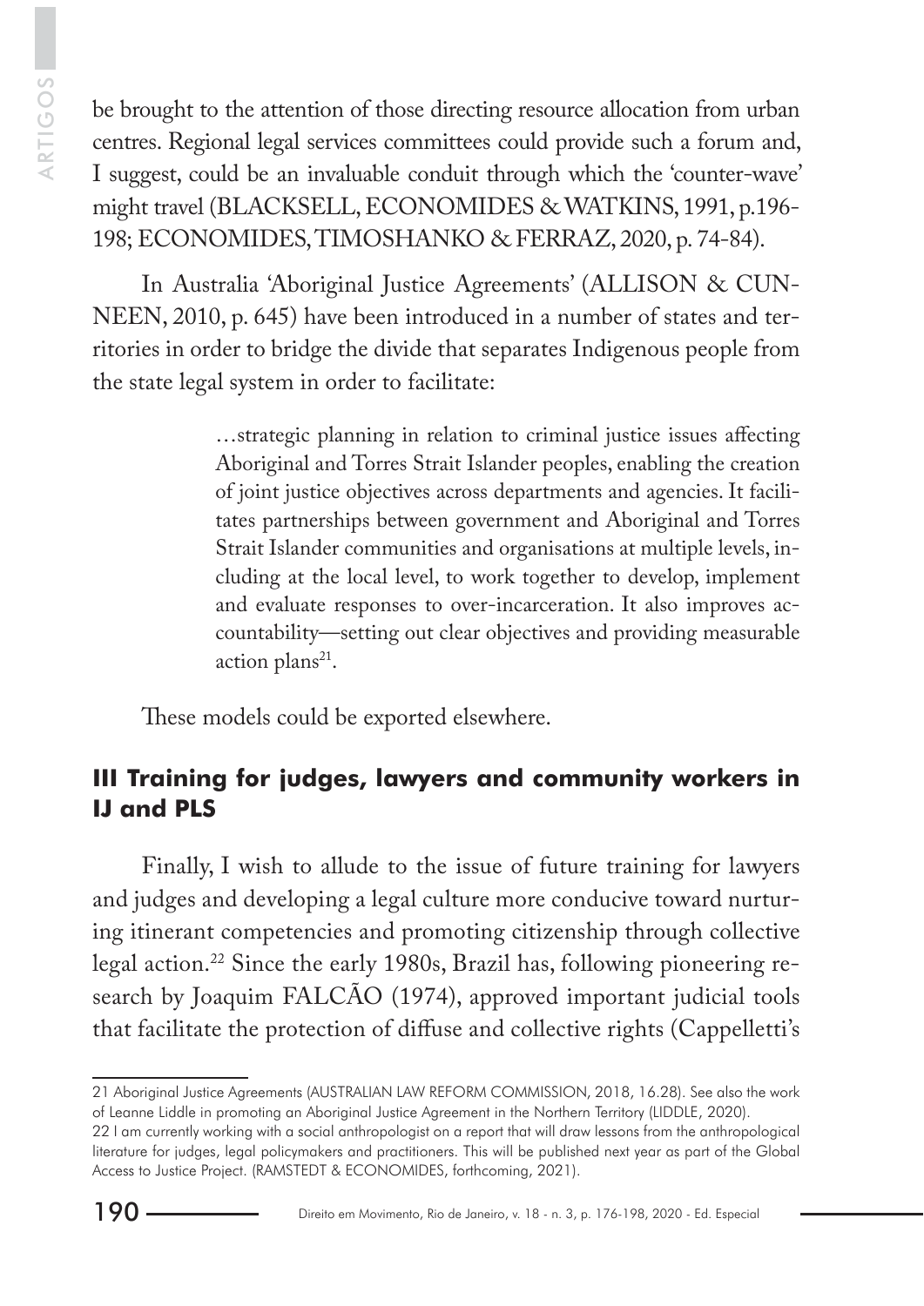be brought to the attention of those directing resource allocation from urban centres. Regional legal services committees could provide such a forum and, I suggest, could be an invaluable conduit through which the 'counter-wave' might travel (BLACKSELL, ECONOMIDES & WATKINS, 1991, p.196-198; ECONOMIDES, TIMOSHANKO & FERRAZ, 2020, p. 74-84).

In Australia 'Aboriginal Justice Agreements' (ALLISON & CUNNEEN, 2010, p. 645) have been introduced in a number of states and territories in order to bridge the divide that separates Indigenous people from the state legal system in order to facilitate:

> …strategic planning in relation to criminal justice issues affecting Aboriginal and Torres Strait Islander peoples, enabling the creation of joint justice objectives across departments and agencies. It facilitates partnerships between government and Aboriginal and Torres Strait Islander communities and organisations at multiple levels, including at the local level, to work together to develop, implement and evaluate responses to over-incarceration. It also improves accountability—setting out clear objectives and providing measurable action plans[21].

These models could be exported elsewhere.

## III Training for judges, lawyers and community workers in IJ and PLS

Finally, I wish to allude to the issue of future training for lawyers and judges and developing a legal culture more conducive toward nurturing itinerant competencies and promoting citizenship through collective legal action.[22] Since the early 1980s, Brazil has, following pioneering research by Joaquim FALCÃO (1974), approved important judicial tools that facilitate the protection of diffuse and collective rights (Cappelletti's

---

21 Aboriginal Justice Agreements (AUSTRALIAN LAW REFORM COMMISSION, 2018, 16.28). See also the work of Leanne Liddle in promoting an Aboriginal Justice Agreement in the Northern Territory (LIDDLE, 2020).

22 I am currently working with a social anthropologist on a report that will draw lessons from the anthropological literature for judges, legal policymakers and practitioners. This will be published next year as part of the Global Access to Justice Project. (RAMSTEDT & ECONOMIDES, forthcoming, 2021).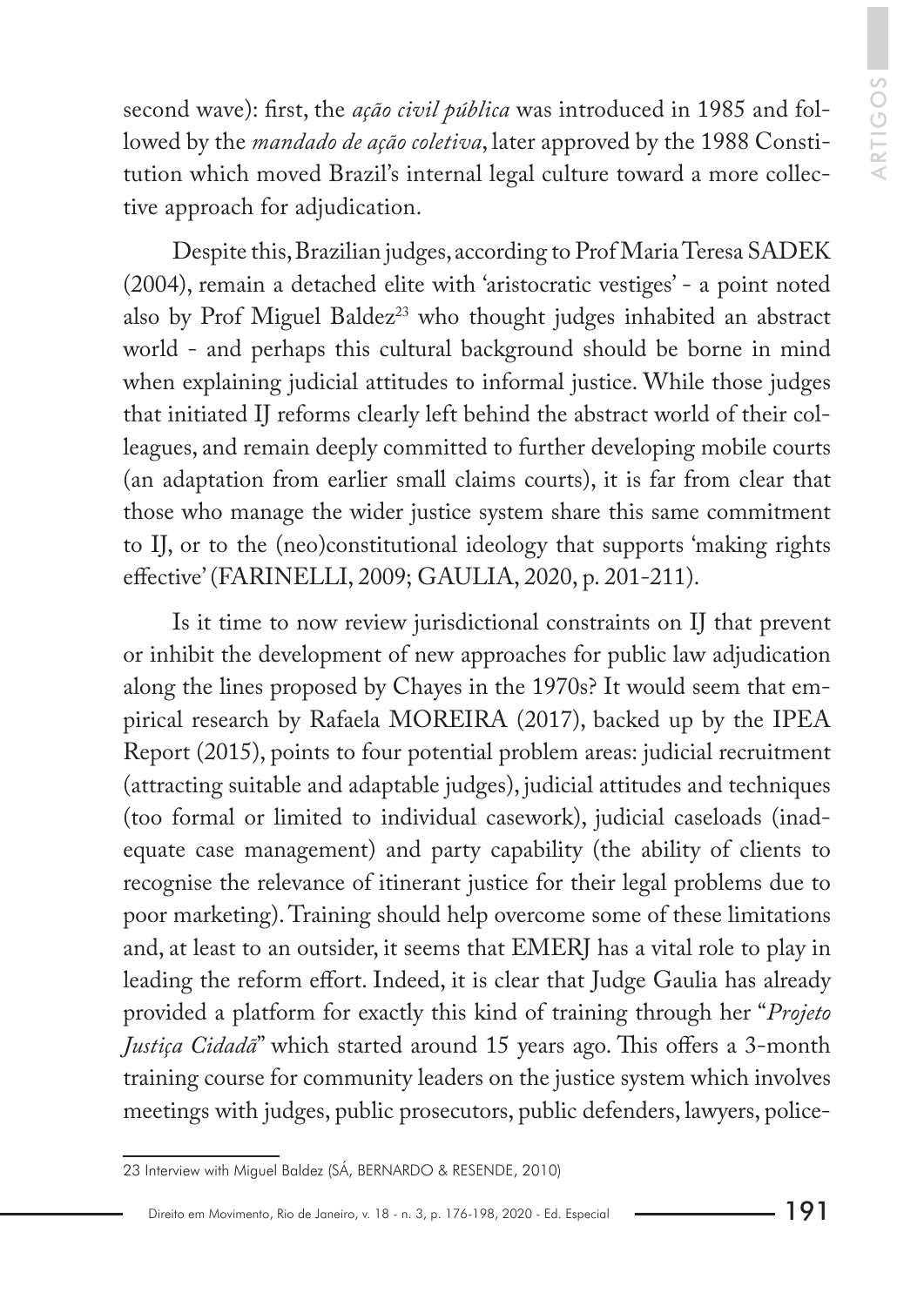second wave): first, the *ação civil pública* was introduced in 1985 and followed by the *mandado de ação coletiva*, later approved by the 1988 Constitution which moved Brazil's internal legal culture toward a more collective approach for adjudication.

Despite this, Brazilian judges, according to Prof Maria Teresa SADEK (2004), remain a detached elite with 'aristocratic vestiges' - a point noted also by Prof Miguel Baldez[23] who thought judges inhabited an abstract world - and perhaps this cultural background should be borne in mind when explaining judicial attitudes to informal justice. While those judges that initiated IJ reforms clearly left behind the abstract world of their colleagues, and remain deeply committed to further developing mobile courts (an adaptation from earlier small claims courts), it is far from clear that those who manage the wider justice system share this same commitment to IJ, or to the (neo)constitutional ideology that supports 'making rights effective' (FARINELLI, 2009; GAULIA, 2020, p. 201-211).

Is it time to now review jurisdictional constraints on IJ that prevent or inhibit the development of new approaches for public law adjudication along the lines proposed by Chayes in the 1970s? It would seem that empirical research by Rafaela MOREIRA (2017), backed up by the IPEA Report (2015), points to four potential problem areas: judicial recruitment (attracting suitable and adaptable judges), judicial attitudes and techniques (too formal or limited to individual casework), judicial caseloads (inadequate case management) and party capability (the ability of clients to recognise the relevance of itinerant justice for their legal problems due to poor marketing). Training should help overcome some of these limitations and, at least to an outsider, it seems that EMERJ has a vital role to play in leading the reform effort. Indeed, it is clear that Judge Gaulia has already provided a platform for exactly this kind of training through her "*Projeto Justiça Cidadã*" which started around 15 years ago. This offers a 3-month training course for community leaders on the justice system which involves meetings with judges, public prosecutors, public defenders, lawyers, police-

23 Interview with Miguel Baldez (SÁ, BERNARDO & RESENDE, 2010)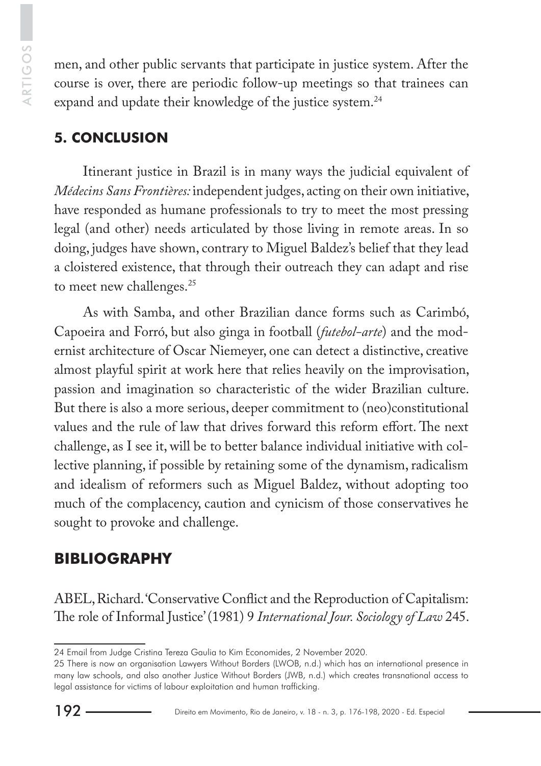men, and other public servants that participate in justice system. After the course is over, there are periodic follow-up meetings so that trainees can expand and update their knowledge of the justice system.[24]

## 5. CONCLUSION

Itinerant justice in Brazil is in many ways the judicial equivalent of *Médecins Sans Frontières:* independent judges, acting on their own initiative, have responded as humane professionals to try to meet the most pressing legal (and other) needs articulated by those living in remote areas. In so doing, judges have shown, contrary to Miguel Baldez's belief that they lead a cloistered existence, that through their outreach they can adapt and rise to meet new challenges.[25]

As with Samba, and other Brazilian dance forms such as Carimbó, Capoeira and Forró, but also ginga in football (*futebol-arte*) and the modernist architecture of Oscar Niemeyer, one can detect a distinctive, creative almost playful spirit at work here that relies heavily on the improvisation, passion and imagination so characteristic of the wider Brazilian culture. But there is also a more serious, deeper commitment to (neo)constitutional values and the rule of law that drives forward this reform effort. The next challenge, as I see it, will be to better balance individual initiative with collective planning, if possible by retaining some of the dynamism, radicalism and idealism of reformers such as Miguel Baldez, without adopting too much of the complacency, caution and cynicism of those conservatives he sought to provoke and challenge.

## BIBLIOGRAPHY

ABEL, Richard. 'Conservative Conflict and the Reproduction of Capitalism: The role of Informal Justice' (1981) 9 *International Jour. Sociology of Law* 245.

---

24 Email from Judge Cristina Tereza Gaulia to Kim Economides, 2 November 2020.

25 There is now an organisation Lawyers Without Borders (LWOB, n.d.) which has an international presence in many law schools, and also another Justice Without Borders (JWB, n.d.) which creates transnational access to legal assistance for victims of labour exploitation and human trafficking.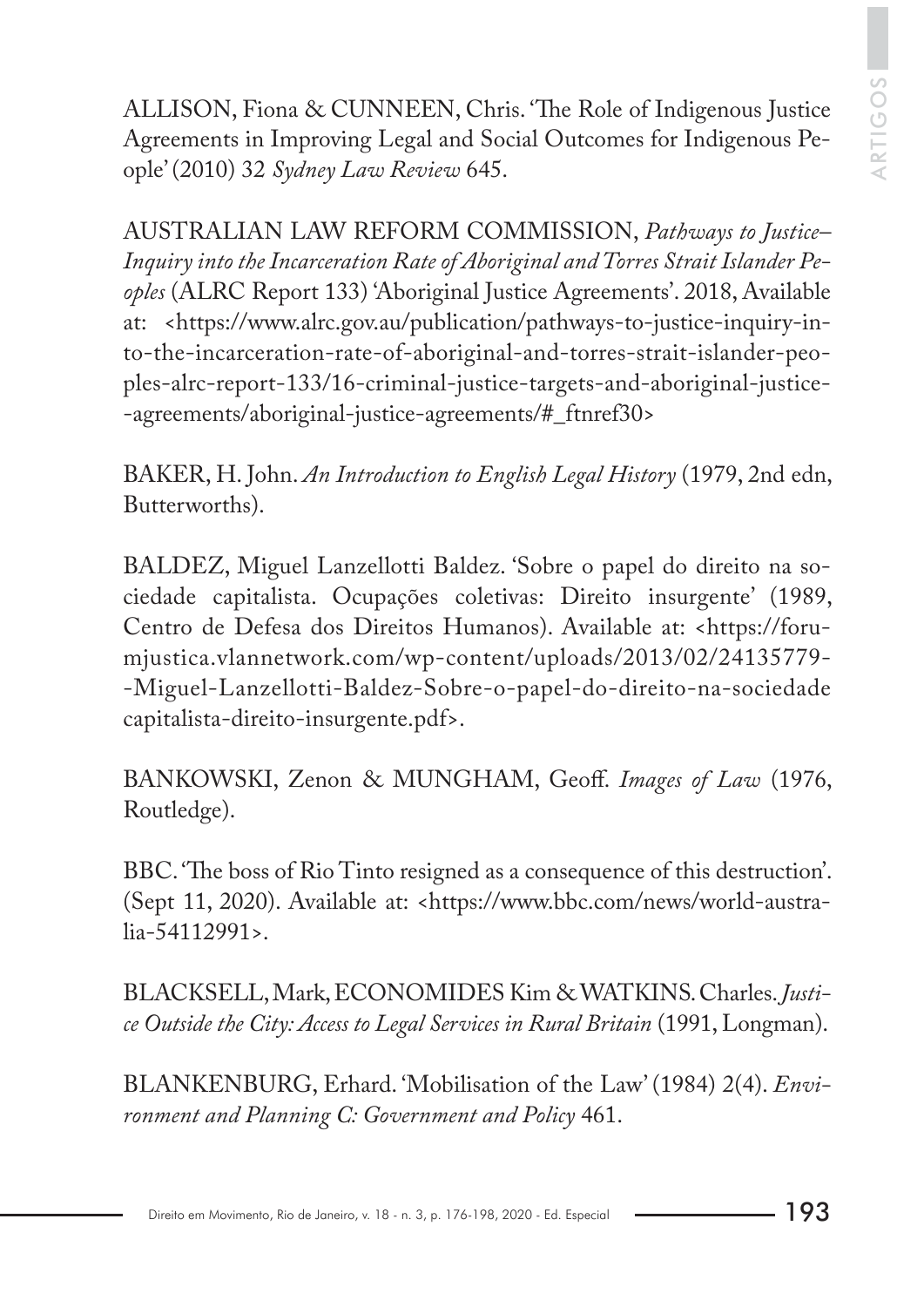ALLISON, Fiona & CUNNEEN, Chris. 'The Role of Indigenous Justice Agreements in Improving Legal and Social Outcomes for Indigenous People' (2010) 32 *Sydney Law Review* 645.

AUSTRALIAN LAW REFORM COMMISSION, *Pathways to Justice–Inquiry into the Incarceration Rate of Aboriginal and Torres Strait Islander Peoples* (ALRC Report 133) 'Aboriginal Justice Agreements'. 2018, Available at: <https://www.alrc.gov.au/publication/pathways-to-justice-inquiry-into-the-incarceration-rate-of-aboriginal-and-torres-strait-islander-peoples-alrc-report-133/16-criminal-justice-targets-and-aboriginal-justice--agreements/aboriginal-justice-agreements/#_ftnref30>

BAKER, H. John. *An Introduction to English Legal History* (1979, 2nd edn, Butterworths).

BALDEZ, Miguel Lanzellotti Baldez. 'Sobre o papel do direito na sociedade capitalista. Ocupações coletivas: Direito insurgente' (1989, Centro de Defesa dos Direitos Humanos). Available at: <https://forumjustica.vlannetwork.com/wp-content/uploads/2013/02/24135779--Miguel-Lanzellotti-Baldez-Sobre-o-papel-do-direito-na-sociedade capitalista-direito-insurgente.pdf>.

BANKOWSKI, Zenon & MUNGHAM, Geoff. *Images of Law* (1976, Routledge).

BBC. 'The boss of Rio Tinto resigned as a consequence of this destruction'. (Sept 11, 2020). Available at: <https://www.bbc.com/news/world-australia-54112991>.

BLACKSELL, Mark, ECONOMIDES Kim & WATKINS. Charles. *Justice Outside the City: Access to Legal Services in Rural Britain* (1991, Longman).

BLANKENBURG, Erhard. 'Mobilisation of the Law' (1984) 2(4). *Environment and Planning C: Government and Policy* 461.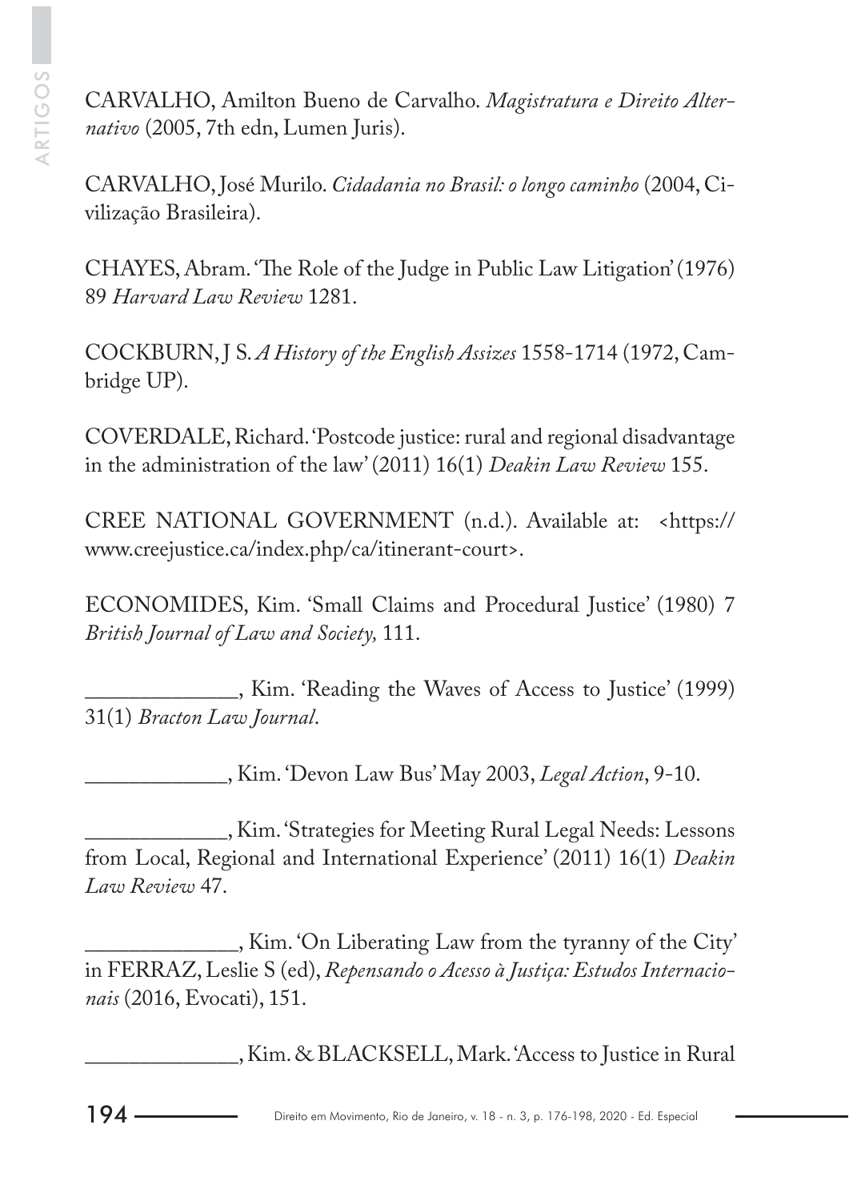CARVALHO, Amilton Bueno de Carvalho. *Magistratura e Direito Alternativo* (2005, 7th edn, Lumen Juris).

CARVALHO, José Murilo. *Cidadania no Brasil: o longo caminho* (2004, Civilização Brasileira).

CHAYES, Abram. 'The Role of the Judge in Public Law Litigation' (1976) 89 *Harvard Law Review* 1281.

COCKBURN, J S. *A History of the English Assizes* 1558-1714 (1972, Cambridge UP).

COVERDALE, Richard. 'Postcode justice: rural and regional disadvantage in the administration of the law' (2011) 16(1) *Deakin Law Review* 155.

CREE NATIONAL GOVERNMENT (n.d.). Available at: <https://www.creejustice.ca/index.php/ca/itinerant-court>.

ECONOMIDES, Kim. 'Small Claims and Procedural Justice' (1980) 7 *British Journal of Law and Society,* 111.

_____________, Kim. 'Reading the Waves of Access to Justice' (1999) 31(1) *Bracton Law Journal*.

_____________, Kim. 'Devon Law Bus' May 2003, *Legal Action*, 9-10.

_____________, Kim. 'Strategies for Meeting Rural Legal Needs: Lessons from Local, Regional and International Experience' (2011) 16(1) *Deakin Law Review* 47.

_____________, Kim. 'On Liberating Law from the tyranny of the City' in FERRAZ, Leslie S (ed), *Repensando o Acesso à Justiça: Estudos Internacionais* (2016, Evocati), 151.

_____________, Kim. & BLACKSELL, Mark. 'Access to Justice in Rural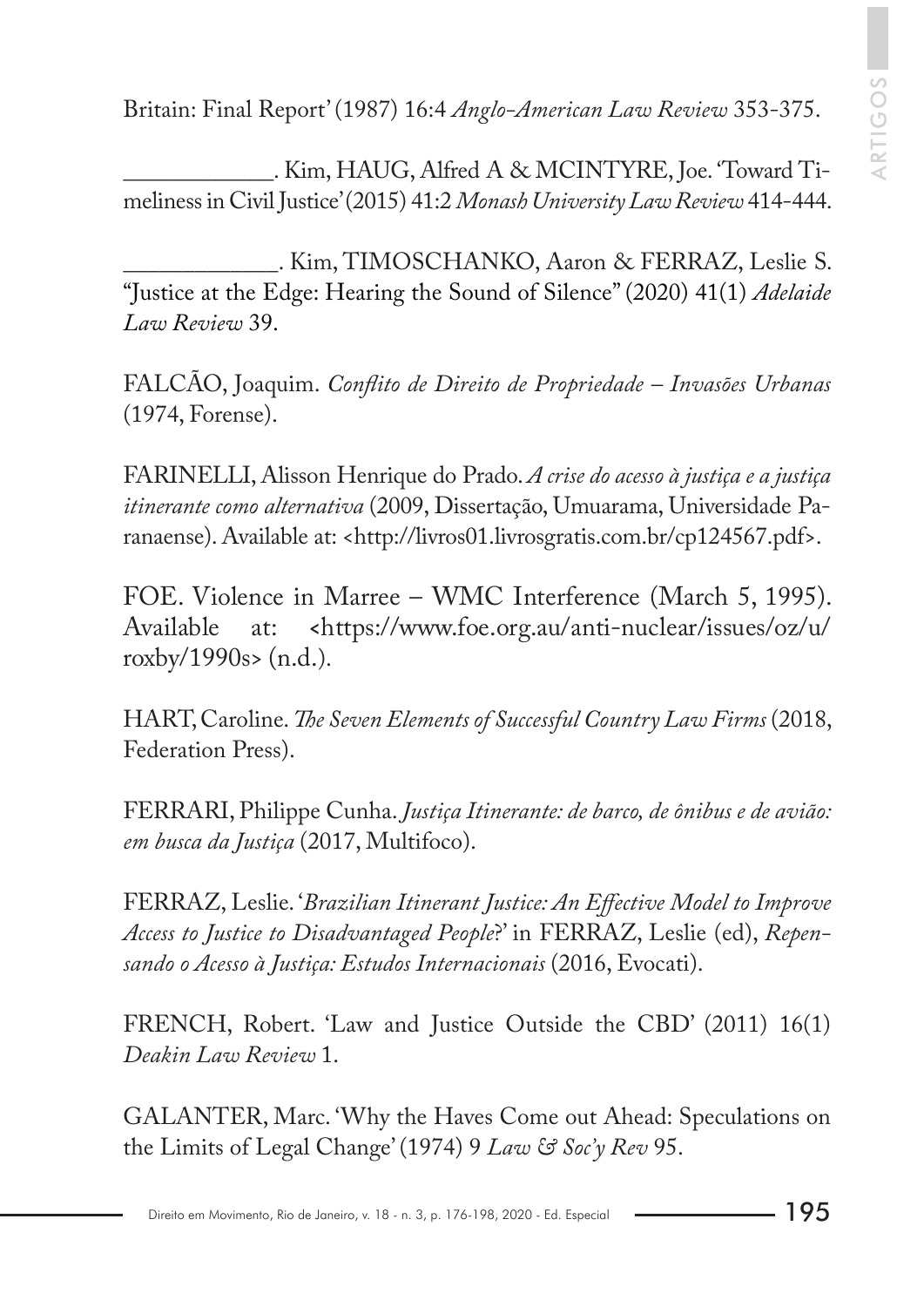Britain: Final Report' (1987) 16:4 *Anglo-American Law Review* 353-375.

____________. Kim, HAUG, Alfred A & MCINTYRE, Joe. 'Toward Timeliness in Civil Justice' (2015) 41:2 *Monash University Law Review* 414-444.

____________. Kim, TIMOSCHANKO, Aaron & FERRAZ, Leslie S. "Justice at the Edge: Hearing the Sound of Silence" (2020) 41(1) *Adelaide Law Review* 39.

FALCÃO, Joaquim. *Conflito de Direito de Propriedade – Invasões Urbanas* (1974, Forense).

FARINELLI, Alisson Henrique do Prado. *A crise do acesso à justiça e a justiça itinerante como alternativa* (2009, Dissertação, Umuarama, Universidade Paranaense). Available at: <http://livros01.livrosgratis.com.br/cp124567.pdf>.

FOE. Violence in Marree – WMC Interference (March 5, 1995). Available at: <https://www.foe.org.au/anti-nuclear/issues/oz/u/roxby/1990s> (n.d.).

HART, Caroline. *The Seven Elements of Successful Country Law Firms* (2018, Federation Press).

FERRARI, Philippe Cunha. *Justiça Itinerante: de barco, de ônibus e de avião: em busca da Justiça* (2017, Multifoco).

FERRAZ, Leslie. '*Brazilian Itinerant Justice: An Effective Model to Improve Access to Justice to Disadvantaged People*?' in FERRAZ, Leslie (ed), *Repensando o Acesso à Justiça: Estudos Internacionais* (2016, Evocati).

FRENCH, Robert. 'Law and Justice Outside the CBD' (2011) 16(1) *Deakin Law Review* 1.

GALANTER, Marc. 'Why the Haves Come out Ahead: Speculations on the Limits of Legal Change' (1974) 9 *Law & Soc'y Rev* 95.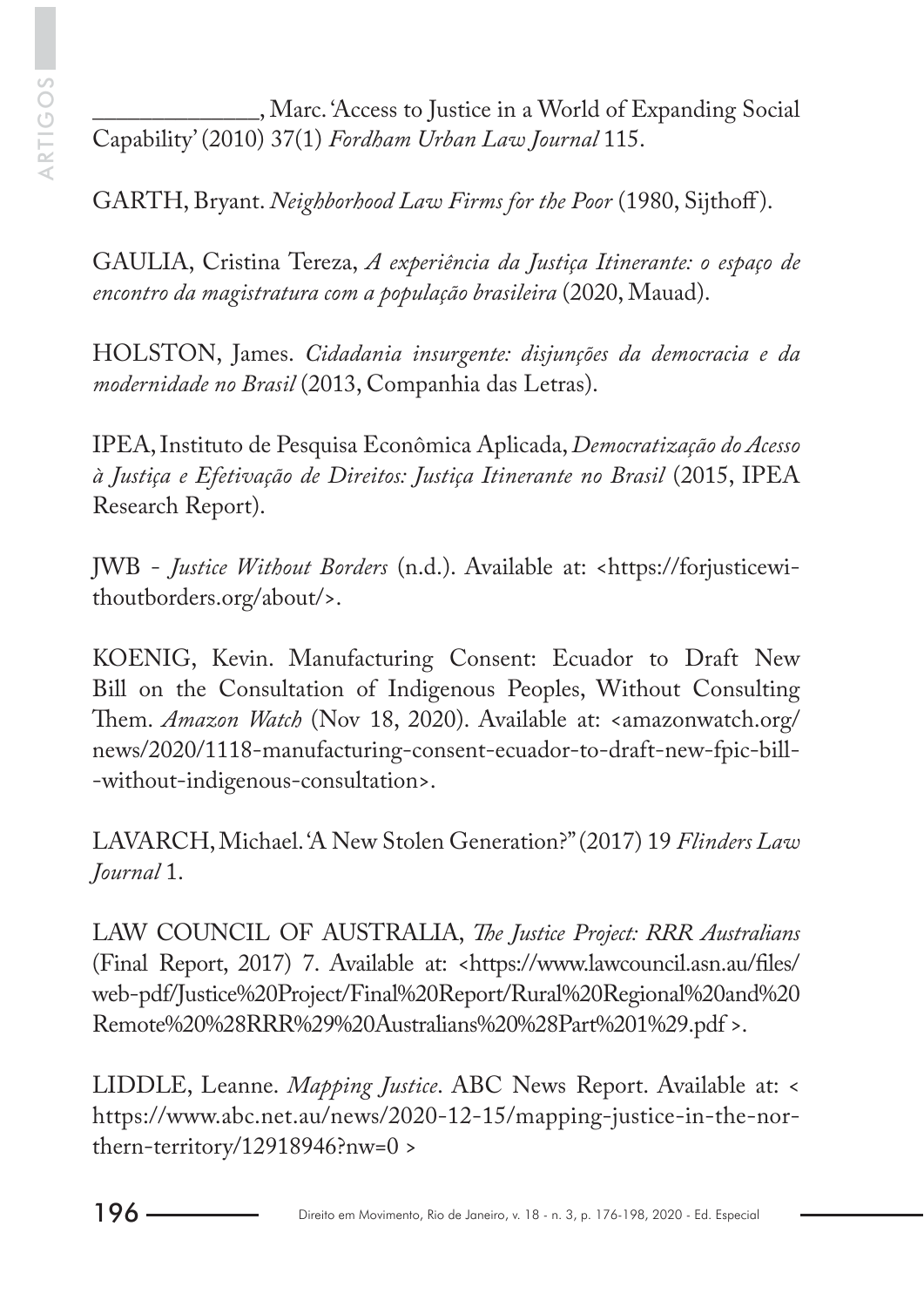______________, Marc. 'Access to Justice in a World of Expanding Social Capability' (2010) 37(1) *Fordham Urban Law Journal* 115.

GARTH, Bryant. *Neighborhood Law Firms for the Poor* (1980, Sijthoff).

GAULIA, Cristina Tereza, *A experiência da Justiça Itinerante: o espaço de encontro da magistratura com a população brasileira* (2020, Mauad).

HOLSTON, James. *Cidadania insurgente: disjunções da democracia e da modernidade no Brasil* (2013, Companhia das Letras).

IPEA, Instituto de Pesquisa Econômica Aplicada, *Democratização do Acesso à Justiça e Efetivação de Direitos: Justiça Itinerante no Brasil* (2015, IPEA Research Report).

JWB - *Justice Without Borders* (n.d.). Available at: <https://forjusticewithoutborders.org/about/>.

KOENIG, Kevin. Manufacturing Consent: Ecuador to Draft New Bill on the Consultation of Indigenous Peoples, Without Consulting Them. *Amazon Watch* (Nov 18, 2020). Available at: <amazonwatch.org/news/2020/1118-manufacturing-consent-ecuador-to-draft-new-fpic-bill-without-indigenous-consultation>.

LAVARCH, Michael. 'A New Stolen Generation?" (2017) 19 *Flinders Law Journal* 1.

LAW COUNCIL OF AUSTRALIA, *The Justice Project: RRR Australians* (Final Report, 2017) 7. Available at: <https://www.lawcouncil.asn.au/files/web-pdf/Justice%20Project/Final%20Report/Rural%20Regional%20and%20Remote%20%28RRR%29%20Australians%20%28Part%201%29.pdf >.

LIDDLE, Leanne. *Mapping Justice*. ABC News Report. Available at: < https://www.abc.net.au/news/2020-12-15/mapping-justice-in-the-northern-territory/12918946?nw=0 >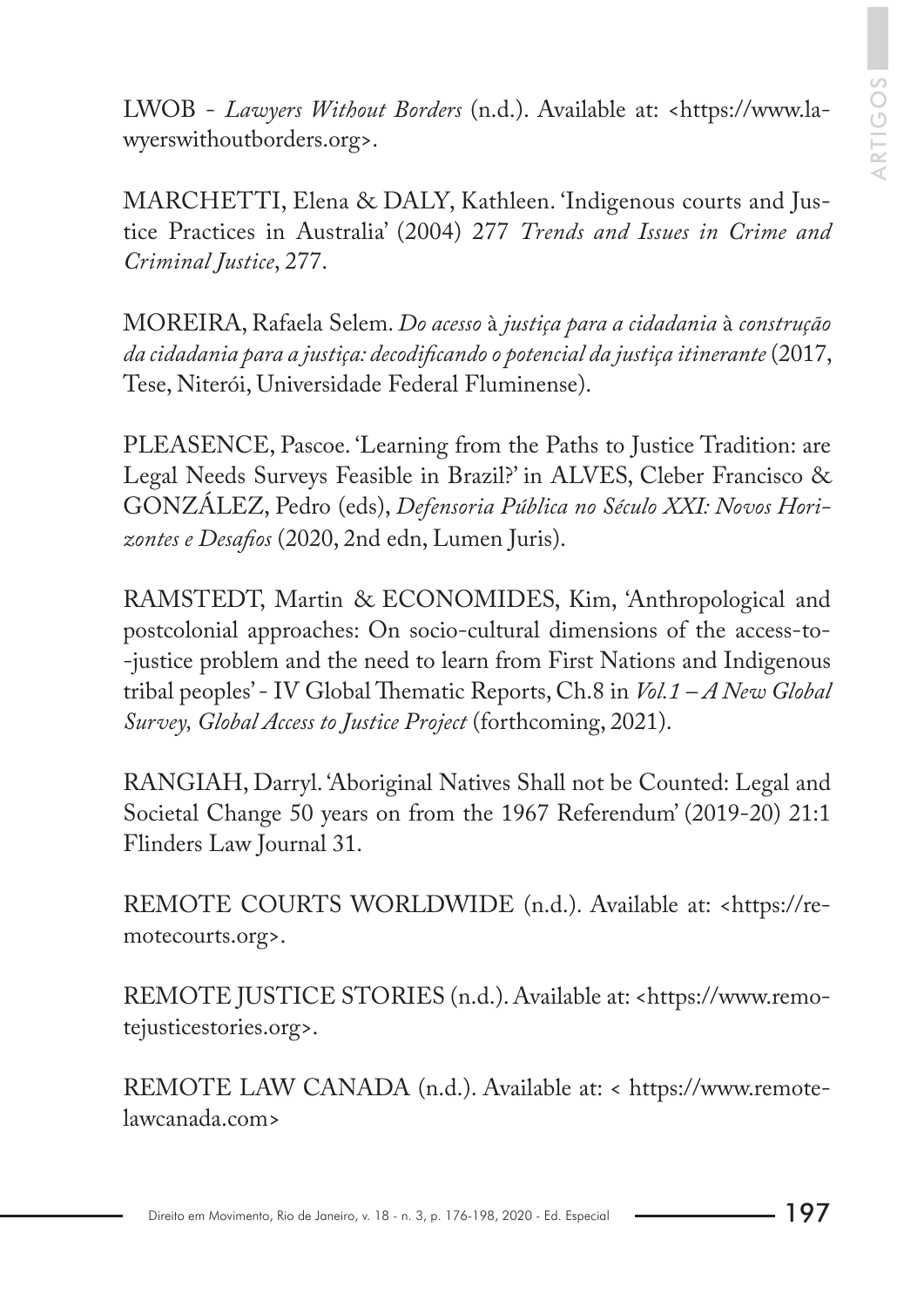LWOB - *Lawyers Without Borders* (n.d.). Available at: <https://www.lawyerswithoutborders.org>.

MARCHETTI, Elena & DALY, Kathleen. 'Indigenous courts and Justice Practices in Australia' (2004) 277 *Trends and Issues in Crime and Criminal Justice*, 277.

MOREIRA, Rafaela Selem. *Do acesso* à *justiça para a cidadania* à *construção da cidadania para a justiça: decodificando o potencial da justiça itinerante* (2017, Tese, Niterói, Universidade Federal Fluminense).

PLEASENCE, Pascoe. 'Learning from the Paths to Justice Tradition: are Legal Needs Surveys Feasible in Brazil?' in ALVES, Cleber Francisco & GONZÁLEZ, Pedro (eds), *Defensoria Pública no Século XXI: Novos Horizontes e Desafios* (2020, 2nd edn, Lumen Juris).

RAMSTEDT, Martin & ECONOMIDES, Kim, 'Anthropological and postcolonial approaches: On socio-cultural dimensions of the access-to-justice problem and the need to learn from First Nations and Indigenous tribal peoples' - IV Global Thematic Reports, Ch.8 in *Vol.1 – A New Global Survey, Global Access to Justice Project* (forthcoming, 2021).

RANGIAH, Darryl. 'Aboriginal Natives Shall not be Counted: Legal and Societal Change 50 years on from the 1967 Referendum' (2019-20) 21:1 Flinders Law Journal 31.

REMOTE COURTS WORLDWIDE (n.d.). Available at: <https://remotecourts.org>.

REMOTE JUSTICE STORIES (n.d.). Available at: <https://www.remotejusticestories.org>.

REMOTE LAW CANADA (n.d.). Available at: < https://www.remotelawcanada.com>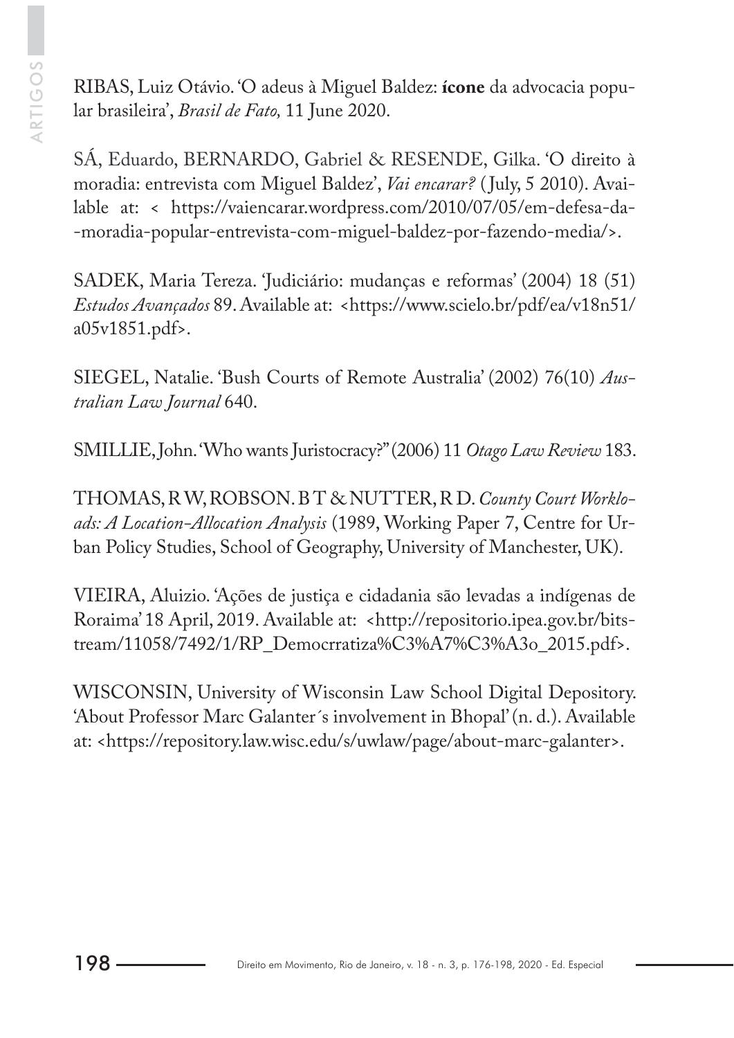RIBAS, Luiz Otávio. 'O adeus à Miguel Baldez: **ícone** da advocacia popular brasileira', *Brasil de Fato,* 11 June 2020.

SÁ, Eduardo, BERNARDO, Gabriel & RESENDE, Gilka. 'O direito à moradia: entrevista com Miguel Baldez', *Vai encarar?* (July, 5 2010). Available at: < https://vaiencarar.wordpress.com/2010/07/05/em-defesa-da--moradia-popular-entrevista-com-miguel-baldez-por-fazendo-media/>.

SADEK, Maria Tereza. 'Judiciário: mudanças e reformas' (2004) 18 (51) *Estudos Avançados* 89. Available at: <https://www.scielo.br/pdf/ea/v18n51/a05v1851.pdf>.

SIEGEL, Natalie. 'Bush Courts of Remote Australia' (2002) 76(10) *Australian Law Journal* 640.

SMILLIE, John. 'Who wants Juristocracy?" (2006) 11 *Otago Law Review* 183.

THOMAS, R W, ROBSON. B T & NUTTER, R D. *County Court Workloads: A Location-Allocation Analysis* (1989, Working Paper 7, Centre for Urban Policy Studies, School of Geography, University of Manchester, UK).

VIEIRA, Aluizio. 'Ações de justiça e cidadania são levadas a indígenas de Roraima' 18 April, 2019. Available at: <http://repositorio.ipea.gov.br/bitstream/11058/7492/1/RP_Democrratiza%C3%A7%C3%A3o_2015.pdf>.

WISCONSIN, University of Wisconsin Law School Digital Depository. 'About Professor Marc Galanter´s involvement in Bhopal' (n. d.). Available at: <https://repository.law.wisc.edu/s/uwlaw/page/about-marc-galanter>.